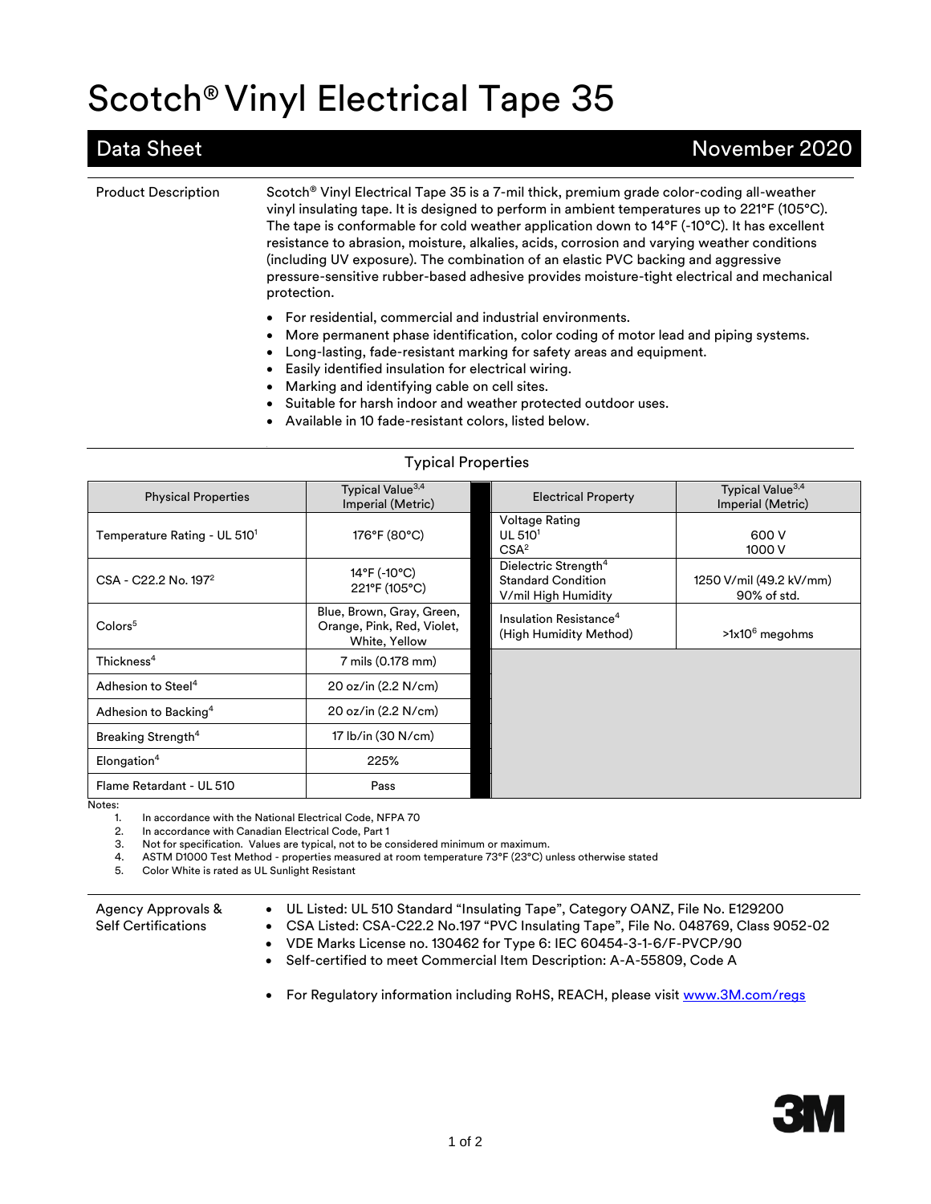# Scotch® Vinyl Electrical Tape 35

## Data Sheet — November 2020

**Product Description**

Scotch® Vinyl Electrical Tape 35 is a 7-mil thick, premium grade color-coding all-weather vinyl insulating tape. It is designed to perform in ambient temperatures up to 221°F (105°C). The tape is conformable for cold weather application down to 14°F (-10°C). It has excellent resistance to abrasion, moisture, alkalies, acids, corrosion and varying weather conditions (including UV exposure). The combination of an elastic PVC backing and aggressive pressure-sensitive rubber-based adhesive provides moisture-tight electrical and mechanical protection.

- For residential, commercial and industrial environments.
- More permanent phase identification, color coding of motor lead and piping systems.
- Long-lasting, fade-resistant marking for safety areas and equipment.
- Easily identified insulation for electrical wiring.
- Marking and identifying cable on cell sites.
- Suitable for harsh indoor and weather protected outdoor uses.
- Available in 10 fade-resistant colors, listed below.

### Typical Properties

| Physical Properties | Typical Value[3,4] Imperial (Metric) |
|---|---|
| Temperature Rating - UL 510[1] | 176°F (80°C) |
| CSA - C22.2 No. 197[2] | 14°F (-10°C)<br>221°F (105°C) |
| Colors[5] | Blue, Brown, Gray, Green, Orange, Pink, Red, Violet, White, Yellow |
| Thickness[4] | 7 mils (0.178 mm) |
| Adhesion to Steel[4] | 20 oz/in (2.2 N/cm) |
| Adhesion to Backing[4] | 20 oz/in (2.2 N/cm) |
| Breaking Strength[4] | 17 lb/in (30 N/cm) |
| Elongation[4] | 225% |
| Flame Retardant - UL 510 | Pass |

| Electrical Property | Typical Value[3,4] Imperial (Metric) |
|---|---|
| Voltage Rating<br>UL 510[1]<br>CSA[2] | <br>600 V<br>1000 V |
| Dielectric Strength[4]<br>Standard Condition<br>V/mil High Humidity | <br>1250 V/mil (49.2 kV/mm)<br>90% of std. |
| Insulation Resistance[4]<br>(High Humidity Method) | >1x10$^6$ megohms |

Notes:

1. In accordance with the National Electrical Code, NFPA 70
2. In accordance with Canadian Electrical Code, Part 1
3. Not for specification. Values are typical, not to be considered minimum or maximum.
4. ASTM D1000 Test Method - properties measured at room temperature 73°F (23°C) unless otherwise stated
5. Color White is rated as UL Sunlight Resistant

**Agency Approvals & Self Certifications**

- UL Listed: UL 510 Standard "Insulating Tape", Category OANZ, File No. E129200
- CSA Listed: CSA-C22.2 No.197 "PVC Insulating Tape", File No. 048769, Class 9052-02
- VDE Marks License no. 130462 for Type 6: IEC 60454-3-1-6/F-PVCP/90
- Self-certified to meet Commercial Item Description: A-A-55809, Code A

- For Regulatory information including RoHS, REACH, please visit www.3M.com/regs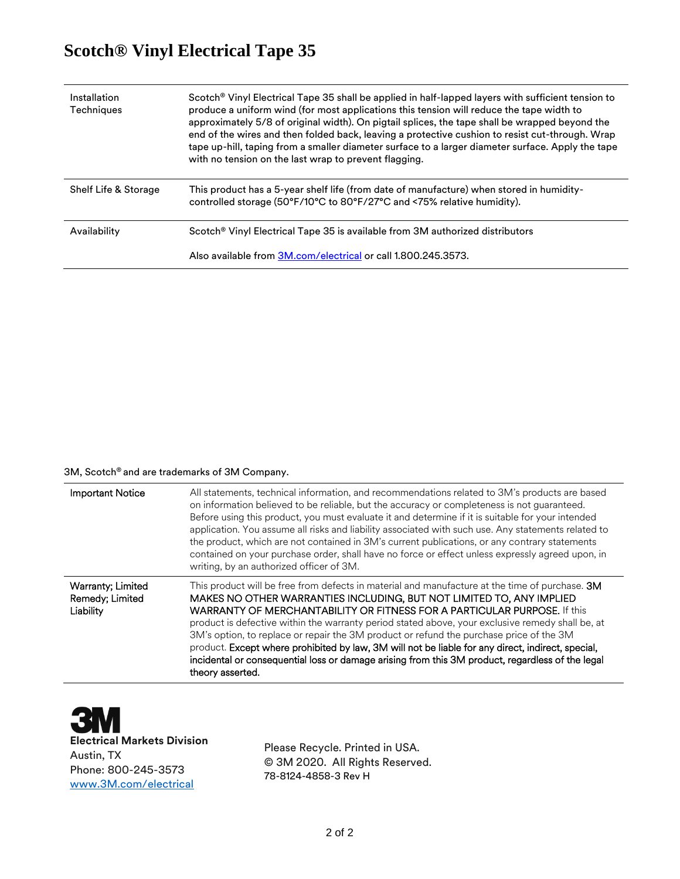# Scotch® Vinyl Electrical Tape 35

| | |
|---|---|
| Installation Techniques | Scotch® Vinyl Electrical Tape 35 shall be applied in half-lapped layers with sufficient tension to produce a uniform wind (for most applications this tension will reduce the tape width to approximately 5/8 of original width). On pigtail splices, the tape shall be wrapped beyond the end of the wires and then folded back, leaving a protective cushion to resist cut-through. Wrap tape up-hill, taping from a smaller diameter surface to a larger diameter surface. Apply the tape with no tension on the last wrap to prevent flagging. |
| Shelf Life & Storage | This product has a 5-year shelf life (from date of manufacture) when stored in humidity-controlled storage (50°F/10°C to 80°F/27°C and <75% relative humidity). |
| Availability | Scotch® Vinyl Electrical Tape 35 is available from 3M authorized distributors<br><br>Also available from 3M.com/electrical or call 1.800.245.3573. |

3M, Scotch® and are trademarks of 3M Company.

| | |
|---|---|
| Important Notice | All statements, technical information, and recommendations related to 3M's products are based on information believed to be reliable, but the accuracy or completeness is not guaranteed. Before using this product, you must evaluate it and determine if it is suitable for your intended application. You assume all risks and liability associated with such use. Any statements related to the product, which are not contained in 3M's current publications, or any contrary statements contained on your purchase order, shall have no force or effect unless expressly agreed upon, in writing, by an authorized officer of 3M. |
| Warranty; Limited Remedy; Limited Liability | This product will be free from defects in material and manufacture at the time of purchase. 3M MAKES NO OTHER WARRANTIES INCLUDING, BUT NOT LIMITED TO, ANY IMPLIED WARRANTY OF MERCHANTABILITY OR FITNESS FOR A PARTICULAR PURPOSE. If this product is defective within the warranty period stated above, your exclusive remedy shall be, at 3M's option, to replace or repair the 3M product or refund the purchase price of the 3M product. Except where prohibited by law, 3M will not be liable for any direct, indirect, special, incidental or consequential loss or damage arising from this 3M product, regardless of the legal theory asserted. |

3M

**Electrical Markets Division**
Austin, TX
Phone: 800-245-3573
www.3M.com/electrical

Please Recycle. Printed in USA.
© 3M 2020. All Rights Reserved.
78-8124-4858-3 Rev H